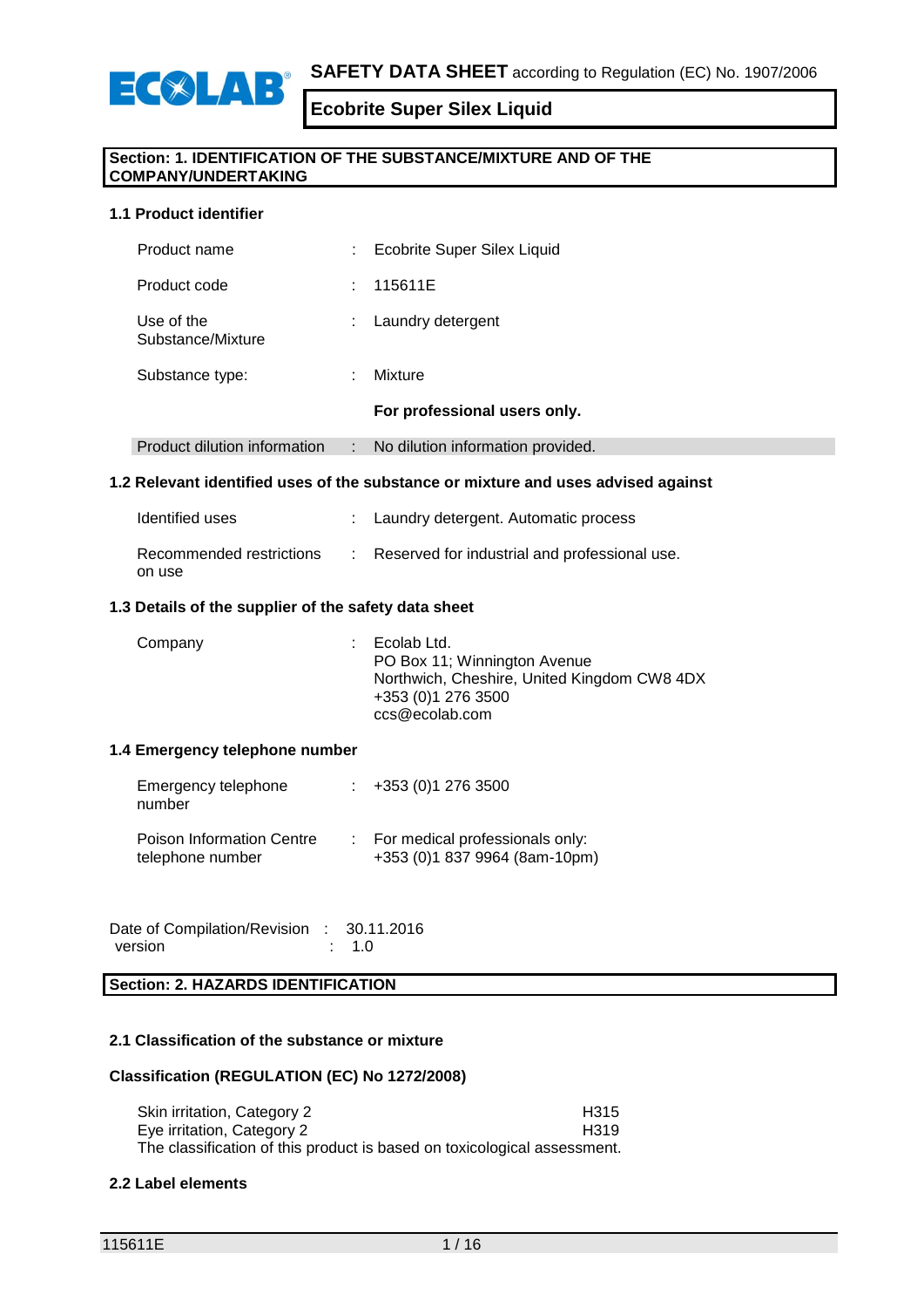**SAFETY DATA SHEET** according to Regulation (EC) No. 1907/2006

# Ecobrite Super Silex Liquid

## Section: 1. IDENTIFICATION OF THE SUBSTANCE/MIXTURE AND OF THE COMPANY/UNDERTAKING

### 1.1 Product identifier

| | | |
|---|---|---|
| Product name | : | Ecobrite Super Silex Liquid |
| Product code | : | 115611E |
| Use of the Substance/Mixture | : | Laundry detergent |
| Substance type: | : | Mixture |
| | | **For professional users only.** |
| Product dilution information | : | No dilution information provided. |

### 1.2 Relevant identified uses of the substance or mixture and uses advised against

| | | |
|---|---|---|
| Identified uses | : | Laundry detergent. Automatic process |
| Recommended restrictions on use | : | Reserved for industrial and professional use. |

### 1.3 Details of the supplier of the safety data sheet

| | | |
|---|---|---|
| Company | : | Ecolab Ltd.<br>PO Box 11; Winnington Avenue<br>Northwich, Cheshire, United Kingdom CW8 4DX<br>+353 (0)1 276 3500<br>ccs@ecolab.com |

### 1.4 Emergency telephone number

| | | |
|---|---|---|
| Emergency telephone number | : | +353 (0)1 276 3500 |
| Poison Information Centre telephone number | : | For medical professionals only:<br>+353 (0)1 837 9964 (8am-10pm) |

Date of Compilation/Revision : 30.11.2016
version : 1.0

## Section: 2. HAZARDS IDENTIFICATION

### 2.1 Classification of the substance or mixture

**Classification (REGULATION (EC) No 1272/2008)**

| | |
|---|---|
| Skin irritation, Category 2 | H315 |
| Eye irritation, Category 2 | H319 |

The classification of this product is based on toxicological assessment.

### 2.2 Label elements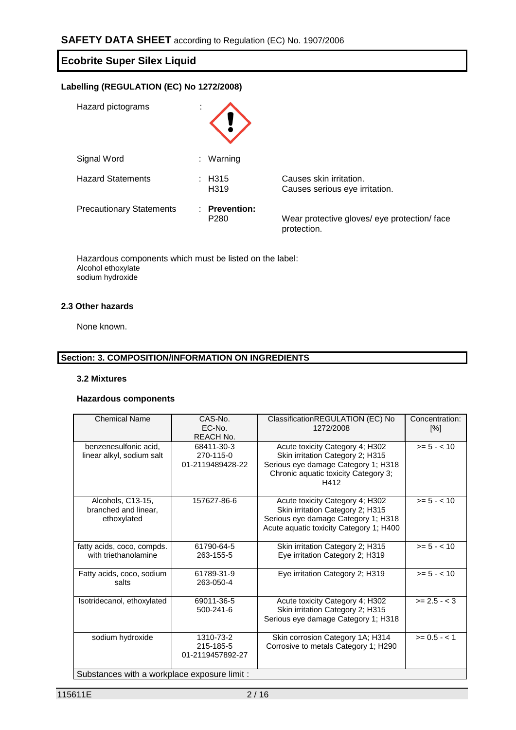## Ecobrite Super Silex Liquid

### Labelling (REGULATION (EC) No 1272/2008)

| | | |
|---|---|---|
| Hazard pictograms | : | |
| Signal Word | : Warning | |
| Hazard Statements | : H315<br>H319 | Causes skin irritation.<br>Causes serious eye irritation. |
| Precautionary Statements | : **Prevention:**<br>P280 | Wear protective gloves/ eye protection/ face protection. |

Hazardous components which must be listed on the label:
Alcohol ethoxylate
sodium hydroxide

### 2.3 Other hazards

None known.

## Section: 3. COMPOSITION/INFORMATION ON INGREDIENTS

### 3.2 Mixtures

### Hazardous components

| Chemical Name | CAS-No.<br>EC-No.<br>REACH No. | ClassificationREGULATION (EC) No 1272/2008 | Concentration: [%] |
|---|---|---|---|
| benzenesulfonic acid, linear alkyl, sodium salt | 68411-30-3<br>270-115-0<br>01-2119489428-22 | Acute toxicity Category 4; H302<br>Skin irritation Category 2; H315<br>Serious eye damage Category 1; H318<br>Chronic aquatic toxicity Category 3; H412 | >= 5 - < 10 |
| Alcohols, C13-15, branched and linear, ethoxylated | 157627-86-6 | Acute toxicity Category 4; H302<br>Skin irritation Category 2; H315<br>Serious eye damage Category 1; H318<br>Acute aquatic toxicity Category 1; H400 | >= 5 - < 10 |
| fatty acids, coco, compds. with triethanolamine | 61790-64-5<br>263-155-5 | Skin irritation Category 2; H315<br>Eye irritation Category 2; H319 | >= 5 - < 10 |
| Fatty acids, coco, sodium salts | 61789-31-9<br>263-050-4 | Eye irritation Category 2; H319 | >= 5 - < 10 |
| Isotridecanol, ethoxylated | 69011-36-5<br>500-241-6 | Acute toxicity Category 4; H302<br>Skin irritation Category 2; H315<br>Serious eye damage Category 1; H318 | >= 2.5 - < 3 |
| sodium hydroxide | 1310-73-2<br>215-185-5<br>01-2119457892-27 | Skin corrosion Category 1A; H314<br>Corrosive to metals Category 1; H290 | >= 0.5 - < 1 |
| Substances with a workplace exposure limit : | | | |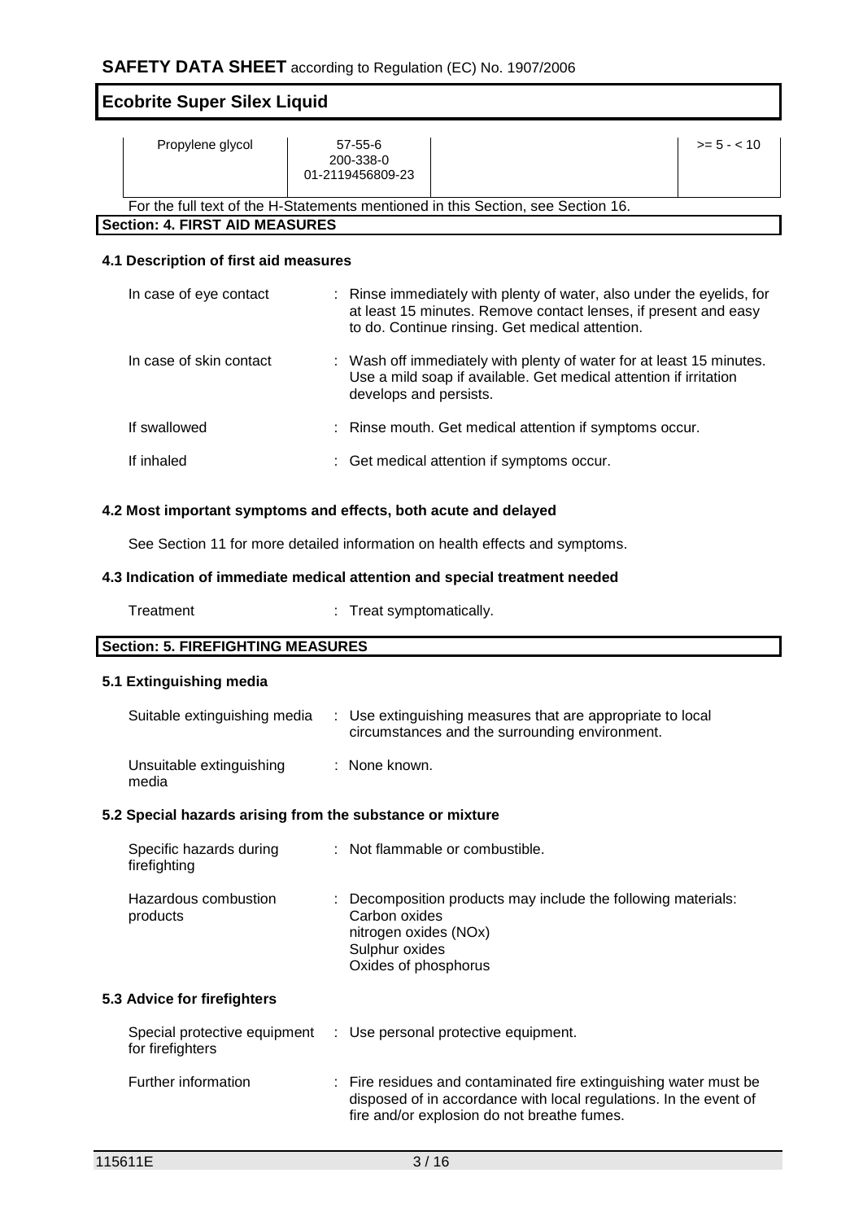| Propylene glycol | 57-55-6<br>200-338-0<br>01-2119456809-23 | | >= 5 - < 10 |
|---|---|---|---|

For the full text of the H-Statements mentioned in this Section, see Section 16.

## Section: 4. FIRST AID MEASURES

### 4.1 Description of first aid measures

| | |
|---|---|
| In case of eye contact | : Rinse immediately with plenty of water, also under the eyelids, for at least 15 minutes. Remove contact lenses, if present and easy to do. Continue rinsing. Get medical attention. |
| In case of skin contact | : Wash off immediately with plenty of water for at least 15 minutes. Use a mild soap if available. Get medical attention if irritation develops and persists. |
| If swallowed | : Rinse mouth. Get medical attention if symptoms occur. |
| If inhaled | : Get medical attention if symptoms occur. |

### 4.2 Most important symptoms and effects, both acute and delayed

See Section 11 for more detailed information on health effects and symptoms.

### 4.3 Indication of immediate medical attention and special treatment needed

| | |
|---|---|
| Treatment | : Treat symptomatically. |

## Section: 5. FIREFIGHTING MEASURES

### 5.1 Extinguishing media

| | |
|---|---|
| Suitable extinguishing media | : Use extinguishing measures that are appropriate to local circumstances and the surrounding environment. |
| Unsuitable extinguishing media | : None known. |

### 5.2 Special hazards arising from the substance or mixture

| | |
|---|---|
| Specific hazards during firefighting | : Not flammable or combustible. |
| Hazardous combustion products | : Decomposition products may include the following materials:<br>Carbon oxides<br>nitrogen oxides (NOx)<br>Sulphur oxides<br>Oxides of phosphorus |

### 5.3 Advice for firefighters

| | |
|---|---|
| Special protective equipment for firefighters | : Use personal protective equipment. |
| Further information | : Fire residues and contaminated fire extinguishing water must be disposed of in accordance with local regulations. In the event of fire and/or explosion do not breathe fumes. |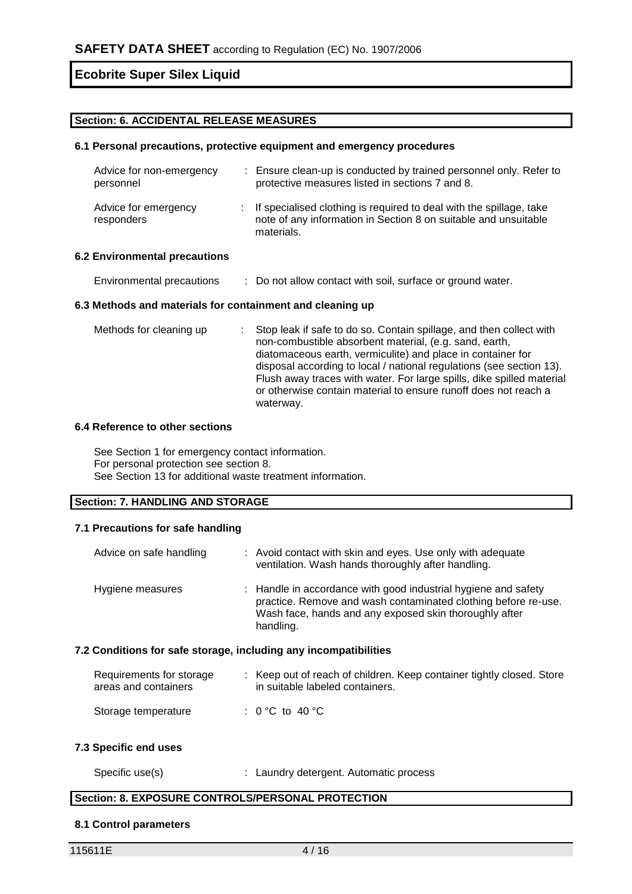## Section: 6. ACCIDENTAL RELEASE MEASURES

### 6.1 Personal precautions, protective equipment and emergency procedures

| | |
|---|---|
| Advice for non-emergency personnel | : Ensure clean-up is conducted by trained personnel only. Refer to protective measures listed in sections 7 and 8. |
| Advice for emergency responders | : If specialised clothing is required to deal with the spillage, take note of any information in Section 8 on suitable and unsuitable materials. |

### 6.2 Environmental precautions

| | |
|---|---|
| Environmental precautions | : Do not allow contact with soil, surface or ground water. |

### 6.3 Methods and materials for containment and cleaning up

| | |
|---|---|
| Methods for cleaning up | : Stop leak if safe to do so. Contain spillage, and then collect with non-combustible absorbent material, (e.g. sand, earth, diatomaceous earth, vermiculite) and place in container for disposal according to local / national regulations (see section 13). Flush away traces with water. For large spills, dike spilled material or otherwise contain material to ensure runoff does not reach a waterway. |

### 6.4 Reference to other sections

See Section 1 for emergency contact information.
For personal protection see section 8.
See Section 13 for additional waste treatment information.

## Section: 7. HANDLING AND STORAGE

### 7.1 Precautions for safe handling

| | |
|---|---|
| Advice on safe handling | : Avoid contact with skin and eyes. Use only with adequate ventilation. Wash hands thoroughly after handling. |
| Hygiene measures | : Handle in accordance with good industrial hygiene and safety practice. Remove and wash contaminated clothing before re-use. Wash face, hands and any exposed skin thoroughly after handling. |

### 7.2 Conditions for safe storage, including any incompatibilities

| | |
|---|---|
| Requirements for storage areas and containers | : Keep out of reach of children. Keep container tightly closed. Store in suitable labeled containers. |
| Storage temperature | : 0 °C to 40 °C |

### 7.3 Specific end uses

| | |
|---|---|
| Specific use(s) | : Laundry detergent. Automatic process |

## Section: 8. EXPOSURE CONTROLS/PERSONAL PROTECTION

### 8.1 Control parameters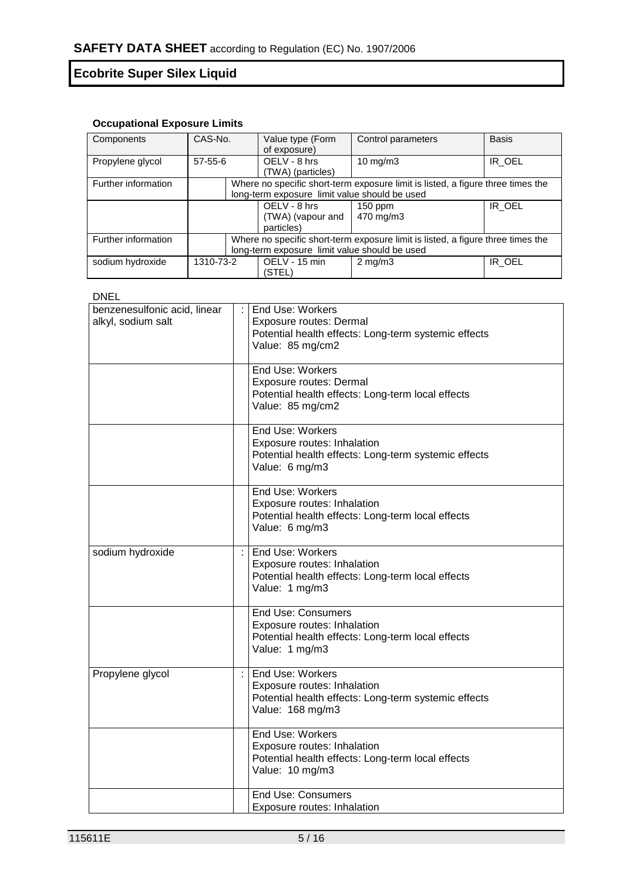### Occupational Exposure Limits

| Components | CAS-No. | Value type (Form of exposure) | Control parameters | Basis |
|---|---|---|---|---|
| Propylene glycol | 57-55-6 | OELV - 8 hrs (TWA) (particles) | 10 mg/m3 | IR_OEL |
| Further information | | Where no specific short-term exposure limit is listed, a figure three times the long-term exposure limit value should be used | | |
| | | OELV - 8 hrs (TWA) (vapour and particles) | 150 ppm 470 mg/m3 | IR_OEL |
| Further information | | Where no specific short-term exposure limit is listed, a figure three times the long-term exposure limit value should be used | | |
| sodium hydroxide | 1310-73-2 | OELV - 15 min (STEL) | 2 mg/m3 | IR_OEL |

DNEL

| | | |
|---|---|---|
| benzenesulfonic acid, linear alkyl, sodium salt | : | End Use: Workers<br>Exposure routes: Dermal<br>Potential health effects: Long-term systemic effects<br>Value: 85 mg/cm2 |
| | | End Use: Workers<br>Exposure routes: Dermal<br>Potential health effects: Long-term local effects<br>Value: 85 mg/cm2 |
| | | End Use: Workers<br>Exposure routes: Inhalation<br>Potential health effects: Long-term systemic effects<br>Value: 6 mg/m3 |
| | | End Use: Workers<br>Exposure routes: Inhalation<br>Potential health effects: Long-term local effects<br>Value: 6 mg/m3 |
| sodium hydroxide | : | End Use: Workers<br>Exposure routes: Inhalation<br>Potential health effects: Long-term local effects<br>Value: 1 mg/m3 |
| | | End Use: Consumers<br>Exposure routes: Inhalation<br>Potential health effects: Long-term local effects<br>Value: 1 mg/m3 |
| Propylene glycol | : | End Use: Workers<br>Exposure routes: Inhalation<br>Potential health effects: Long-term systemic effects<br>Value: 168 mg/m3 |
| | | End Use: Workers<br>Exposure routes: Inhalation<br>Potential health effects: Long-term local effects<br>Value: 10 mg/m3 |
| | | End Use: Consumers<br>Exposure routes: Inhalation |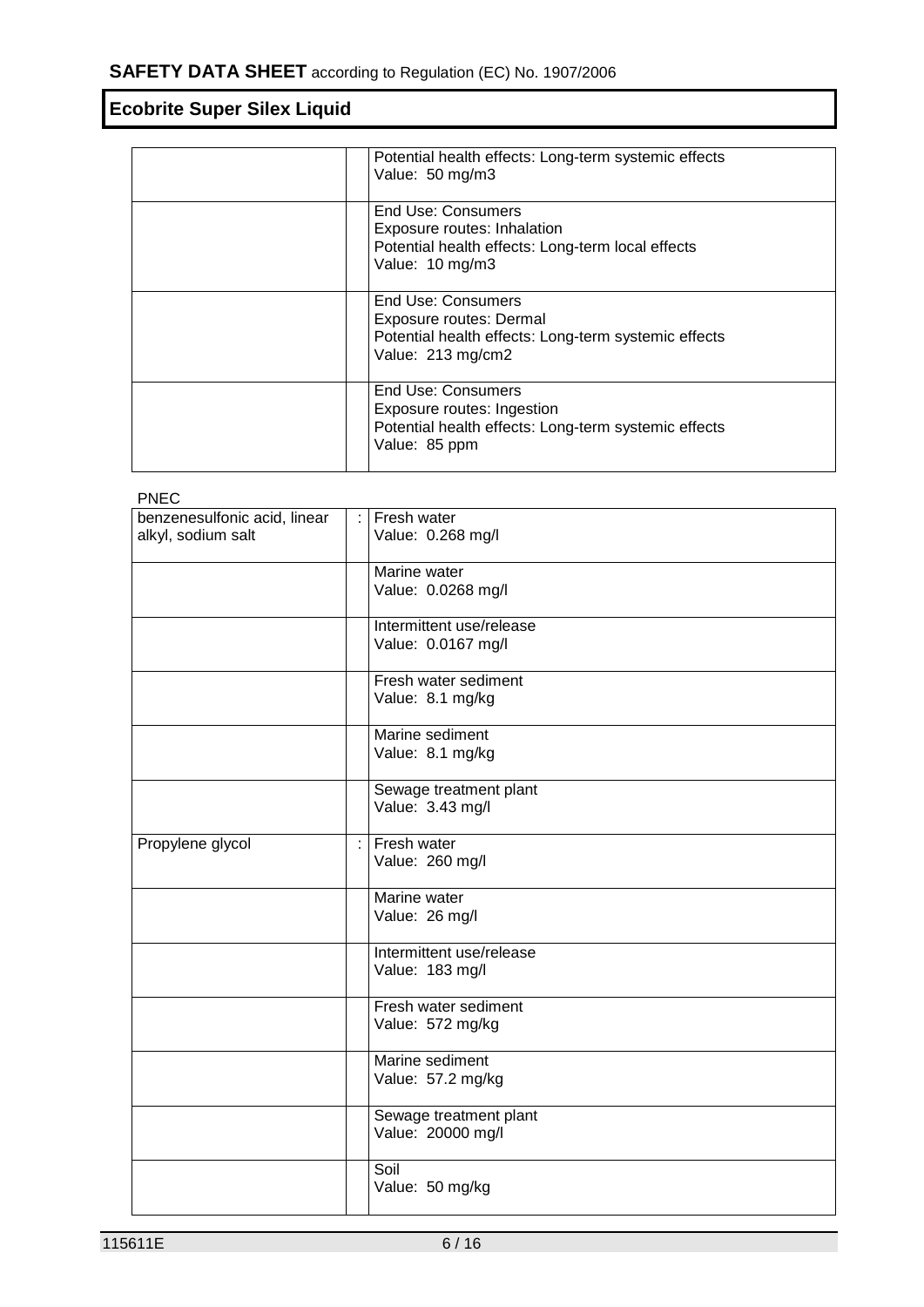| | | |
|---|---|---|
| | | Potential health effects: Long-term systemic effects<br>Value: 50 mg/m3 |
| | | End Use: Consumers<br>Exposure routes: Inhalation<br>Potential health effects: Long-term local effects<br>Value: 10 mg/m3 |
| | | End Use: Consumers<br>Exposure routes: Dermal<br>Potential health effects: Long-term systemic effects<br>Value: 213 mg/cm2 |
| | | End Use: Consumers<br>Exposure routes: Ingestion<br>Potential health effects: Long-term systemic effects<br>Value: 85 ppm |

PNEC

| | | |
|---|---|---|
| benzenesulfonic acid, linear alkyl, sodium salt | : | Fresh water<br>Value: 0.268 mg/l |
| | | Marine water<br>Value: 0.0268 mg/l |
| | | Intermittent use/release<br>Value: 0.0167 mg/l |
| | | Fresh water sediment<br>Value: 8.1 mg/kg |
| | | Marine sediment<br>Value: 8.1 mg/kg |
| | | Sewage treatment plant<br>Value: 3.43 mg/l |
| Propylene glycol | : | Fresh water<br>Value: 260 mg/l |
| | | Marine water<br>Value: 26 mg/l |
| | | Intermittent use/release<br>Value: 183 mg/l |
| | | Fresh water sediment<br>Value: 572 mg/kg |
| | | Marine sediment<br>Value: 57.2 mg/kg |
| | | Sewage treatment plant<br>Value: 20000 mg/l |
| | | Soil<br>Value: 50 mg/kg |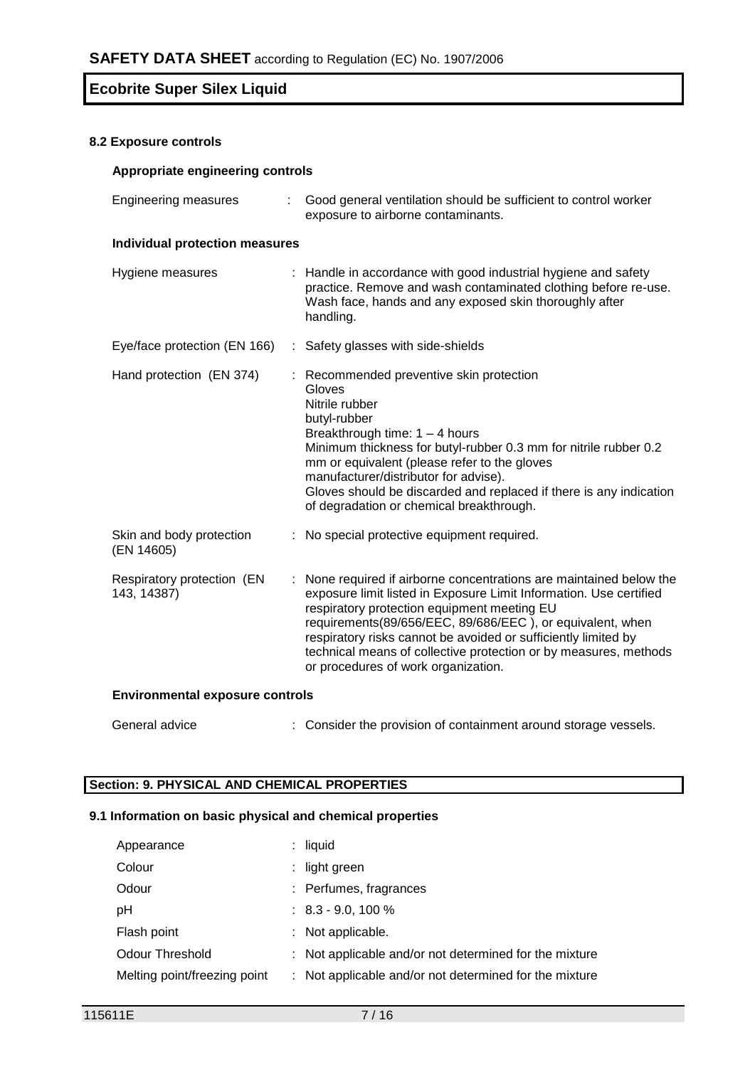#### 8.2 Exposure controls

**Appropriate engineering controls**

| | |
|---|---|
| Engineering measures | : Good general ventilation should be sufficient to control worker exposure to airborne contaminants. |

**Individual protection measures**

| | |
|---|---|
| Hygiene measures | : Handle in accordance with good industrial hygiene and safety practice. Remove and wash contaminated clothing before re-use. Wash face, hands and any exposed skin thoroughly after handling. |
| Eye/face protection (EN 166) | : Safety glasses with side-shields |
| Hand protection (EN 374) | : Recommended preventive skin protection<br>Gloves<br>Nitrile rubber<br>butyl-rubber<br>Breakthrough time: 1 – 4 hours<br>Minimum thickness for butyl-rubber 0.3 mm for nitrile rubber 0.2 mm or equivalent (please refer to the gloves manufacturer/distributor for advise).<br>Gloves should be discarded and replaced if there is any indication of degradation or chemical breakthrough. |
| Skin and body protection (EN 14605) | : No special protective equipment required. |
| Respiratory protection (EN 143, 14387) | : None required if airborne concentrations are maintained below the exposure limit listed in Exposure Limit Information. Use certified respiratory protection equipment meeting EU requirements(89/656/EEC, 89/686/EEC ), or equivalent, when respiratory risks cannot be avoided or sufficiently limited by technical means of collective protection or by measures, methods or procedures of work organization. |

**Environmental exposure controls**

| | |
|---|---|
| General advice | : Consider the provision of containment around storage vessels. |

## Section: 9. PHYSICAL AND CHEMICAL PROPERTIES

#### 9.1 Information on basic physical and chemical properties

| | |
|---|---|
| Appearance | : liquid |
| Colour | : light green |
| Odour | : Perfumes, fragrances |
| pH | : 8.3 - 9.0, 100 % |
| Flash point | : Not applicable. |
| Odour Threshold | : Not applicable and/or not determined for the mixture |
| Melting point/freezing point | : Not applicable and/or not determined for the mixture |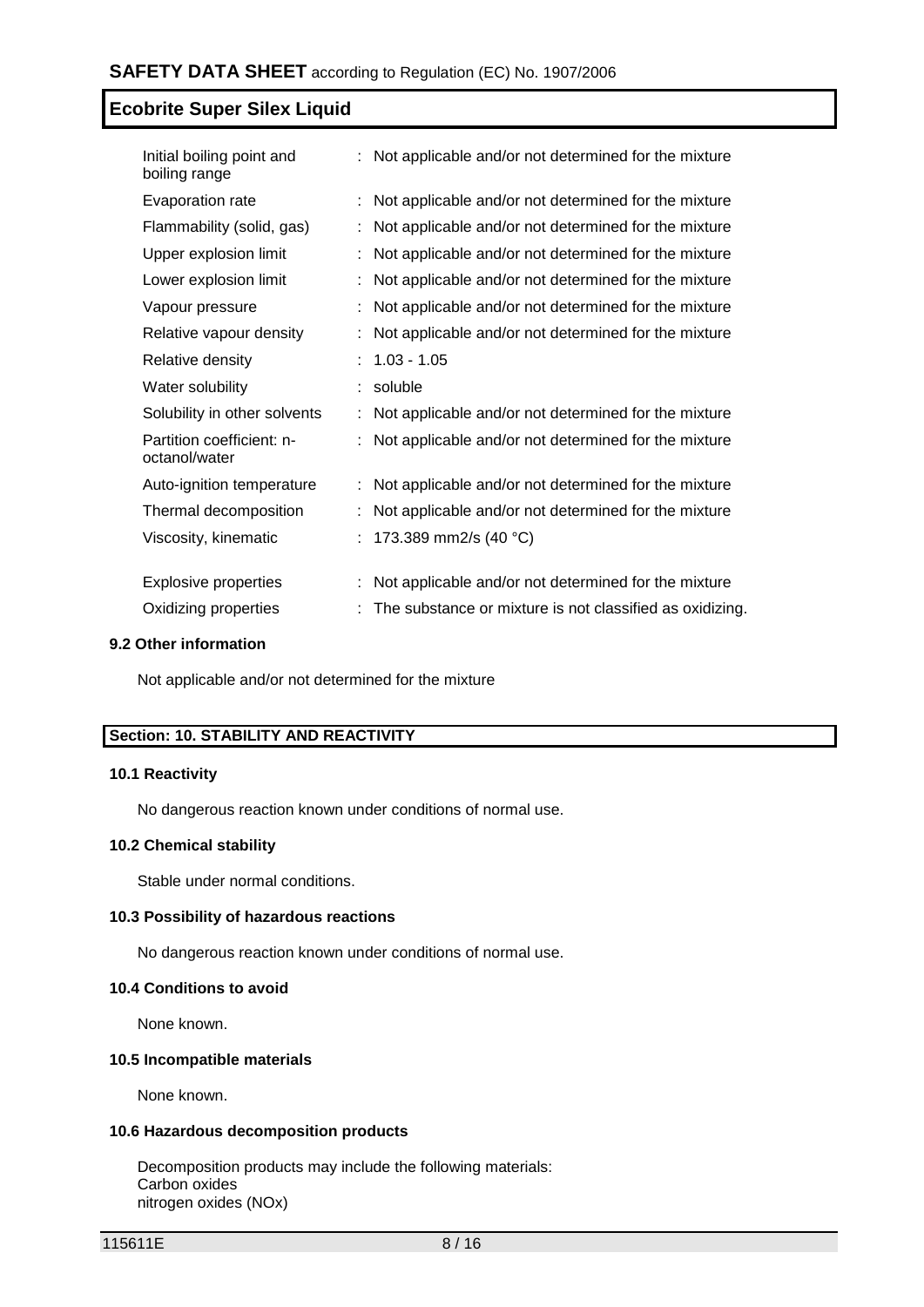| | |
|---|---|
| Initial boiling point and boiling range | : Not applicable and/or not determined for the mixture |
| Evaporation rate | : Not applicable and/or not determined for the mixture |
| Flammability (solid, gas) | : Not applicable and/or not determined for the mixture |
| Upper explosion limit | : Not applicable and/or not determined for the mixture |
| Lower explosion limit | : Not applicable and/or not determined for the mixture |
| Vapour pressure | : Not applicable and/or not determined for the mixture |
| Relative vapour density | : Not applicable and/or not determined for the mixture |
| Relative density | : 1.03 - 1.05 |
| Water solubility | : soluble |
| Solubility in other solvents | : Not applicable and/or not determined for the mixture |
| Partition coefficient: n-octanol/water | : Not applicable and/or not determined for the mixture |
| Auto-ignition temperature | : Not applicable and/or not determined for the mixture |
| Thermal decomposition | : Not applicable and/or not determined for the mixture |
| Viscosity, kinematic | : 173.389 mm2/s (40 °C) |
| Explosive properties | : Not applicable and/or not determined for the mixture |
| Oxidizing properties | : The substance or mixture is not classified as oxidizing. |

### 9.2 Other information

Not applicable and/or not determined for the mixture

## Section: 10. STABILITY AND REACTIVITY

### 10.1 Reactivity

No dangerous reaction known under conditions of normal use.

### 10.2 Chemical stability

Stable under normal conditions.

### 10.3 Possibility of hazardous reactions

No dangerous reaction known under conditions of normal use.

### 10.4 Conditions to avoid

None known.

### 10.5 Incompatible materials

None known.

### 10.6 Hazardous decomposition products

Decomposition products may include the following materials:
Carbon oxides
nitrogen oxides (NOx)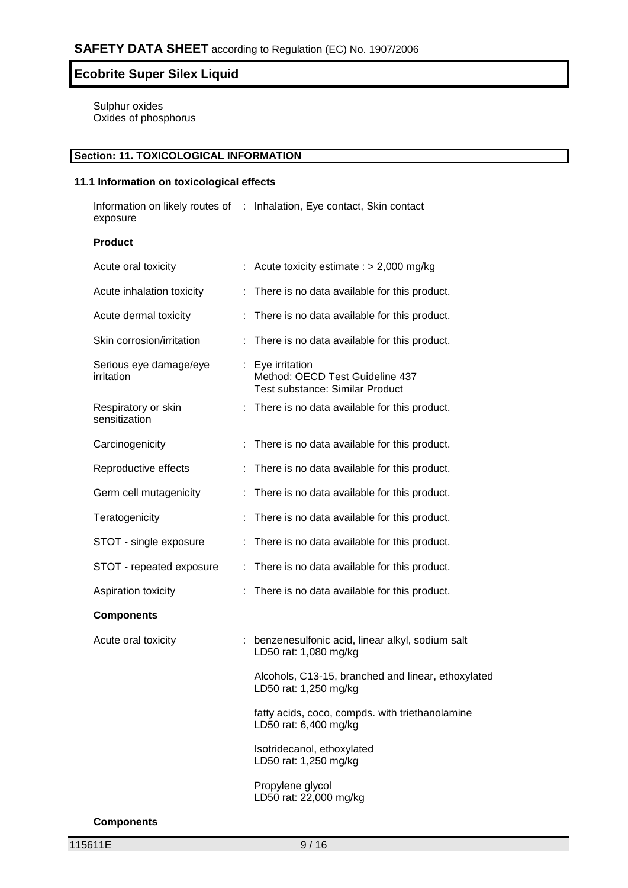Sulphur oxides
Oxides of phosphorus

## Section: 11. TOXICOLOGICAL INFORMATION

### 11.1 Information on toxicological effects

| | |
|---|---|
| Information on likely routes of exposure | : Inhalation, Eye contact, Skin contact |

**Product**

| | |
|---|---|
| Acute oral toxicity | : Acute toxicity estimate : > 2,000 mg/kg |
| Acute inhalation toxicity | : There is no data available for this product. |
| Acute dermal toxicity | : There is no data available for this product. |
| Skin corrosion/irritation | : There is no data available for this product. |
| Serious eye damage/eye irritation | : Eye irritation<br>Method: OECD Test Guideline 437<br>Test substance: Similar Product |
| Respiratory or skin sensitization | : There is no data available for this product. |
| Carcinogenicity | : There is no data available for this product. |
| Reproductive effects | : There is no data available for this product. |
| Germ cell mutagenicity | : There is no data available for this product. |
| Teratogenicity | : There is no data available for this product. |
| STOT - single exposure | : There is no data available for this product. |
| STOT - repeated exposure | : There is no data available for this product. |
| Aspiration toxicity | : There is no data available for this product. |

**Components**

| | |
|---|---|
| Acute oral toxicity | : benzenesulfonic acid, linear alkyl, sodium salt<br>LD50 rat: 1,080 mg/kg<br><br>Alcohols, C13-15, branched and linear, ethoxylated<br>LD50 rat: 1,250 mg/kg<br><br>fatty acids, coco, compds. with triethanolamine<br>LD50 rat: 6,400 mg/kg<br><br>Isotridecanol, ethoxylated<br>LD50 rat: 1,250 mg/kg<br><br>Propylene glycol<br>LD50 rat: 22,000 mg/kg |

**Components**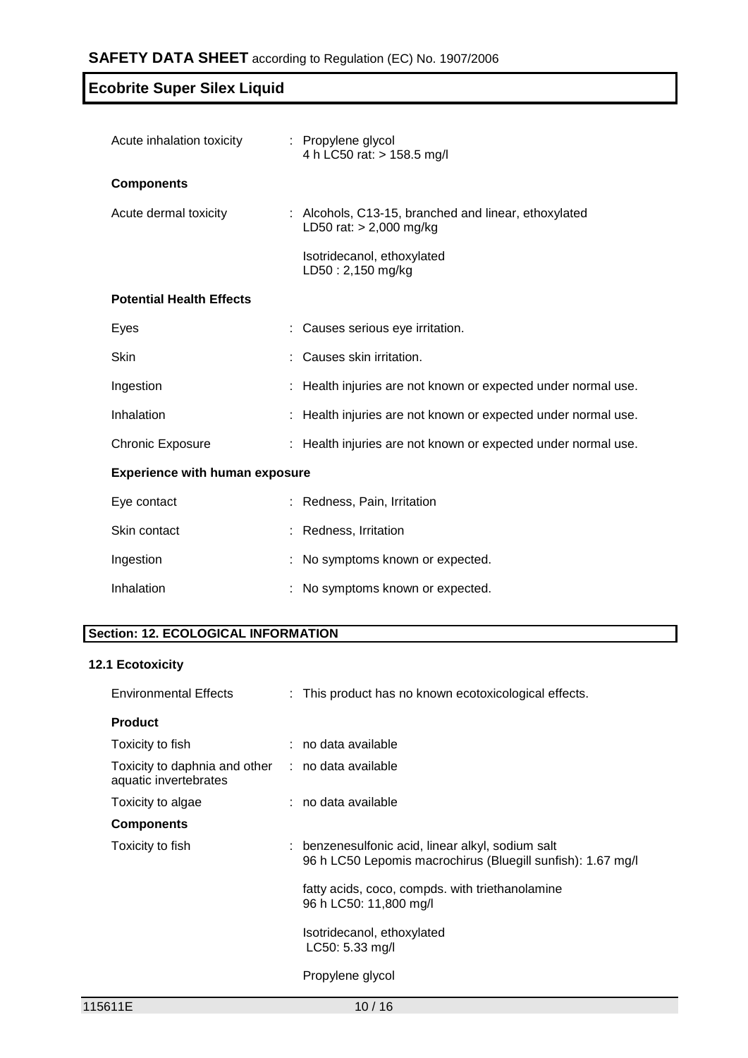| | |
|---|---|
| Acute inhalation toxicity | : Propylene glycol<br>4 h LC50 rat: > 158.5 mg/l |

**Components**

| | |
|---|---|
| Acute dermal toxicity | : Alcohols, C13-15, branched and linear, ethoxylated<br>LD50 rat: > 2,000 mg/kg<br><br>Isotridecanol, ethoxylated<br>LD50 : 2,150 mg/kg |

**Potential Health Effects**

| | |
|---|---|
| Eyes | : Causes serious eye irritation. |
| Skin | : Causes skin irritation. |
| Ingestion | : Health injuries are not known or expected under normal use. |
| Inhalation | : Health injuries are not known or expected under normal use. |
| Chronic Exposure | : Health injuries are not known or expected under normal use. |

**Experience with human exposure**

| | |
|---|---|
| Eye contact | : Redness, Pain, Irritation |
| Skin contact | : Redness, Irritation |
| Ingestion | : No symptoms known or expected. |
| Inhalation | : No symptoms known or expected. |

## Section: 12. ECOLOGICAL INFORMATION

### 12.1 Ecotoxicity

| | |
|---|---|
| Environmental Effects | : This product has no known ecotoxicological effects. |

**Product**

| | |
|---|---|
| Toxicity to fish | : no data available |
| Toxicity to daphnia and other aquatic invertebrates | : no data available |
| Toxicity to algae | : no data available |

**Components**

| | |
|---|---|
| Toxicity to fish | : benzenesulfonic acid, linear alkyl, sodium salt<br>96 h LC50 Lepomis macrochirus (Bluegill sunfish): 1.67 mg/l<br><br>fatty acids, coco, compds. with triethanolamine<br>96 h LC50: 11,800 mg/l<br><br>Isotridecanol, ethoxylated<br>LC50: 5.33 mg/l<br><br>Propylene glycol |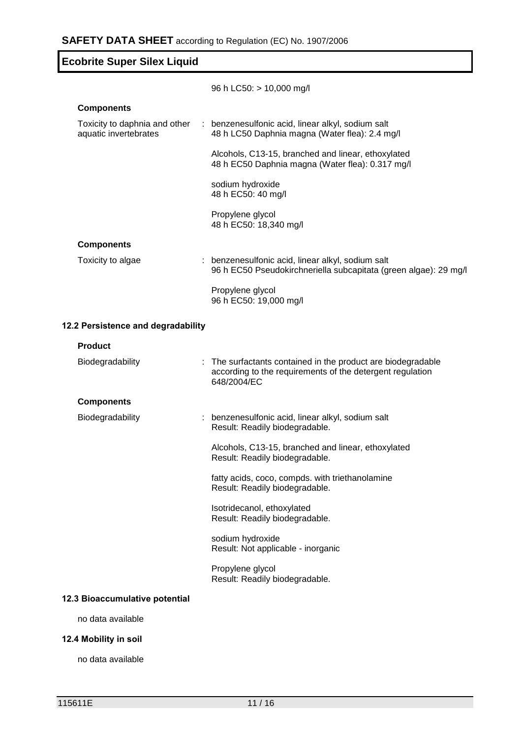96 h LC50: > 10,000 mg/l

**Components**

| | |
|---|---|
| Toxicity to daphnia and other aquatic invertebrates | : benzenesulfonic acid, linear alkyl, sodium salt<br>48 h LC50 Daphnia magna (Water flea): 2.4 mg/l<br><br>Alcohols, C13-15, branched and linear, ethoxylated<br>48 h EC50 Daphnia magna (Water flea): 0.317 mg/l<br><br>sodium hydroxide<br>48 h EC50: 40 mg/l<br><br>Propylene glycol<br>48 h EC50: 18,340 mg/l |

**Components**

| | |
|---|---|
| Toxicity to algae | : benzenesulfonic acid, linear alkyl, sodium salt<br>96 h EC50 Pseudokirchneriella subcapitata (green algae): 29 mg/l<br><br>Propylene glycol<br>96 h EC50: 19,000 mg/l |

### 12.2 Persistence and degradability

**Product**

| | |
|---|---|
| Biodegradability | : The surfactants contained in the product are biodegradable according to the requirements of the detergent regulation 648/2004/EC |

**Components**

| | |
|---|---|
| Biodegradability | : benzenesulfonic acid, linear alkyl, sodium salt<br>Result: Readily biodegradable.<br><br>Alcohols, C13-15, branched and linear, ethoxylated<br>Result: Readily biodegradable.<br><br>fatty acids, coco, compds. with triethanolamine<br>Result: Readily biodegradable.<br><br>Isotridecanol, ethoxylated<br>Result: Readily biodegradable.<br><br>sodium hydroxide<br>Result: Not applicable - inorganic<br><br>Propylene glycol<br>Result: Readily biodegradable. |

### 12.3 Bioaccumulative potential

no data available

### 12.4 Mobility in soil

no data available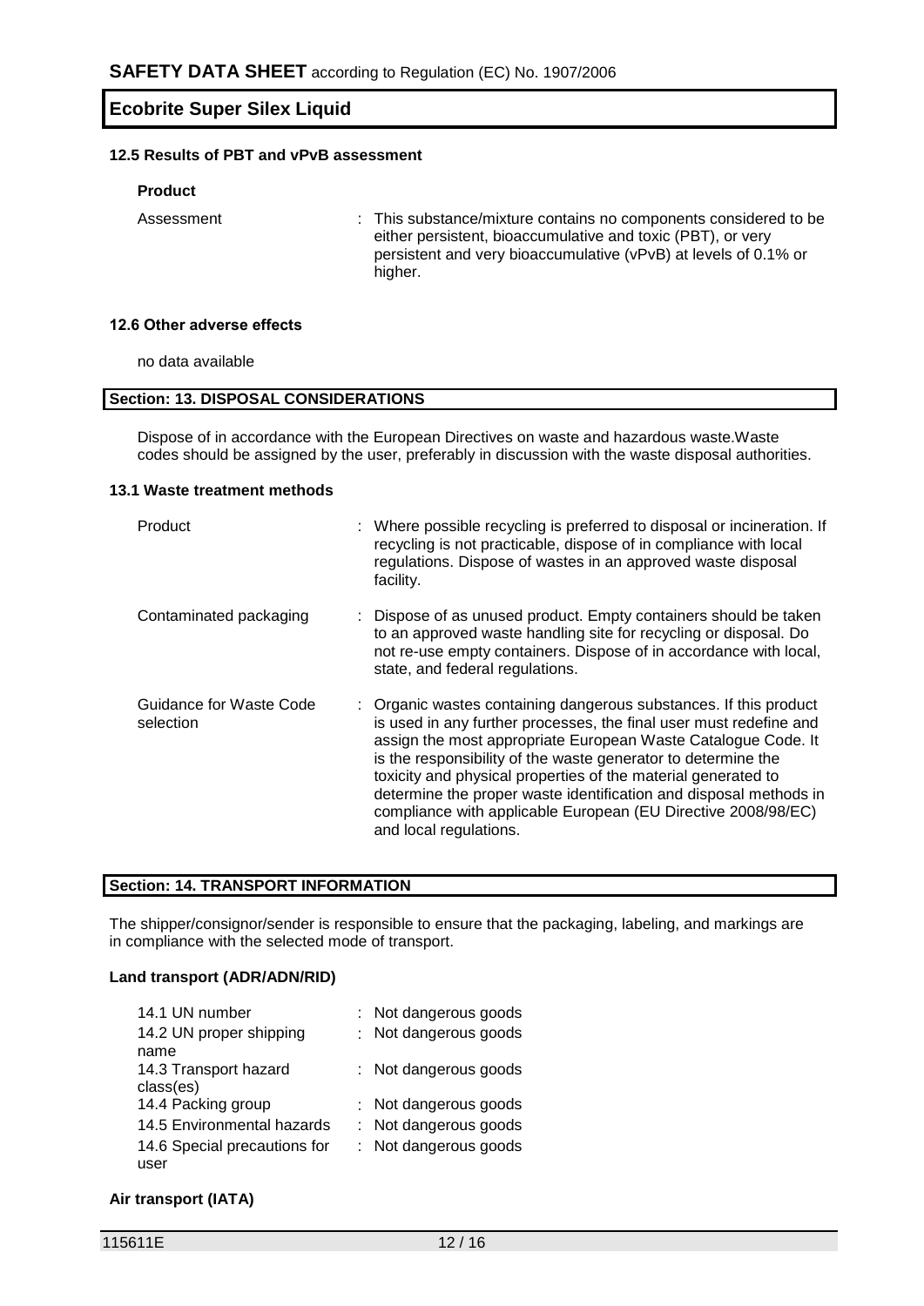#### 12.5 Results of PBT and vPvB assessment

**Product**

| | |
|---|---|
| Assessment | : This substance/mixture contains no components considered to be either persistent, bioaccumulative and toxic (PBT), or very persistent and very bioaccumulative (vPvB) at levels of 0.1% or higher. |

#### 12.6 Other adverse effects

no data available

## Section: 13. DISPOSAL CONSIDERATIONS

Dispose of in accordance with the European Directives on waste and hazardous waste.Waste codes should be assigned by the user, preferably in discussion with the waste disposal authorities.

#### 13.1 Waste treatment methods

| | |
|---|---|
| Product | : Where possible recycling is preferred to disposal or incineration. If recycling is not practicable, dispose of in compliance with local regulations. Dispose of wastes in an approved waste disposal facility. |
| Contaminated packaging | : Dispose of as unused product. Empty containers should be taken to an approved waste handling site for recycling or disposal. Do not re-use empty containers. Dispose of in accordance with local, state, and federal regulations. |
| Guidance for Waste Code selection | : Organic wastes containing dangerous substances. If this product is used in any further processes, the final user must redefine and assign the most appropriate European Waste Catalogue Code. It is the responsibility of the waste generator to determine the toxicity and physical properties of the material generated to determine the proper waste identification and disposal methods in compliance with applicable European (EU Directive 2008/98/EC) and local regulations. |

## Section: 14. TRANSPORT INFORMATION

The shipper/consignor/sender is responsible to ensure that the packaging, labeling, and markings are in compliance with the selected mode of transport.

#### Land transport (ADR/ADN/RID)

| | |
|---|---|
| 14.1 UN number | : Not dangerous goods |
| 14.2 UN proper shipping name | : Not dangerous goods |
| 14.3 Transport hazard class(es) | : Not dangerous goods |
| 14.4 Packing group | : Not dangerous goods |
| 14.5 Environmental hazards | : Not dangerous goods |
| 14.6 Special precautions for user | : Not dangerous goods |

#### Air transport (IATA)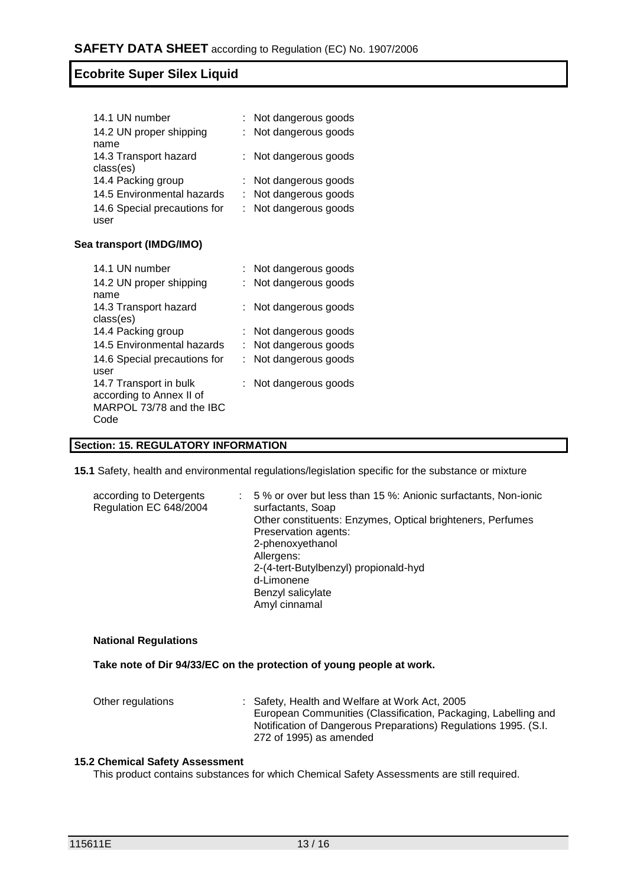| | |
|---|---|
| 14.1 UN number | : Not dangerous goods |
| 14.2 UN proper shipping name | : Not dangerous goods |
| 14.3 Transport hazard class(es) | : Not dangerous goods |
| 14.4 Packing group | : Not dangerous goods |
| 14.5 Environmental hazards | : Not dangerous goods |
| 14.6 Special precautions for user | : Not dangerous goods |

**Sea transport (IMDG/IMO)**

| | |
|---|---|
| 14.1 UN number | : Not dangerous goods |
| 14.2 UN proper shipping name | : Not dangerous goods |
| 14.3 Transport hazard class(es) | : Not dangerous goods |
| 14.4 Packing group | : Not dangerous goods |
| 14.5 Environmental hazards | : Not dangerous goods |
| 14.6 Special precautions for user | : Not dangerous goods |
| 14.7 Transport in bulk according to Annex II of MARPOL 73/78 and the IBC Code | : Not dangerous goods |

## Section: 15. REGULATORY INFORMATION

**15.1** Safety, health and environmental regulations/legislation specific for the substance or mixture

according to Detergents Regulation EC 648/2004 : 5 % or over but less than 15 %: Anionic surfactants, Non-ionic surfactants, Soap
Other constituents: Enzymes, Optical brighteners, Perfumes
Preservation agents:
2-phenoxyethanol
Allergens:
2-(4-tert-Butylbenzyl) propionald-hyd
d-Limonene
Benzyl salicylate
Amyl cinnamal

**National Regulations**

**Take note of Dir 94/33/EC on the protection of young people at work.**

Other regulations : Safety, Health and Welfare at Work Act, 2005
European Communities (Classification, Packaging, Labelling and Notification of Dangerous Preparations) Regulations 1995. (S.I. 272 of 1995) as amended

**15.2 Chemical Safety Assessment**

This product contains substances for which Chemical Safety Assessments are still required.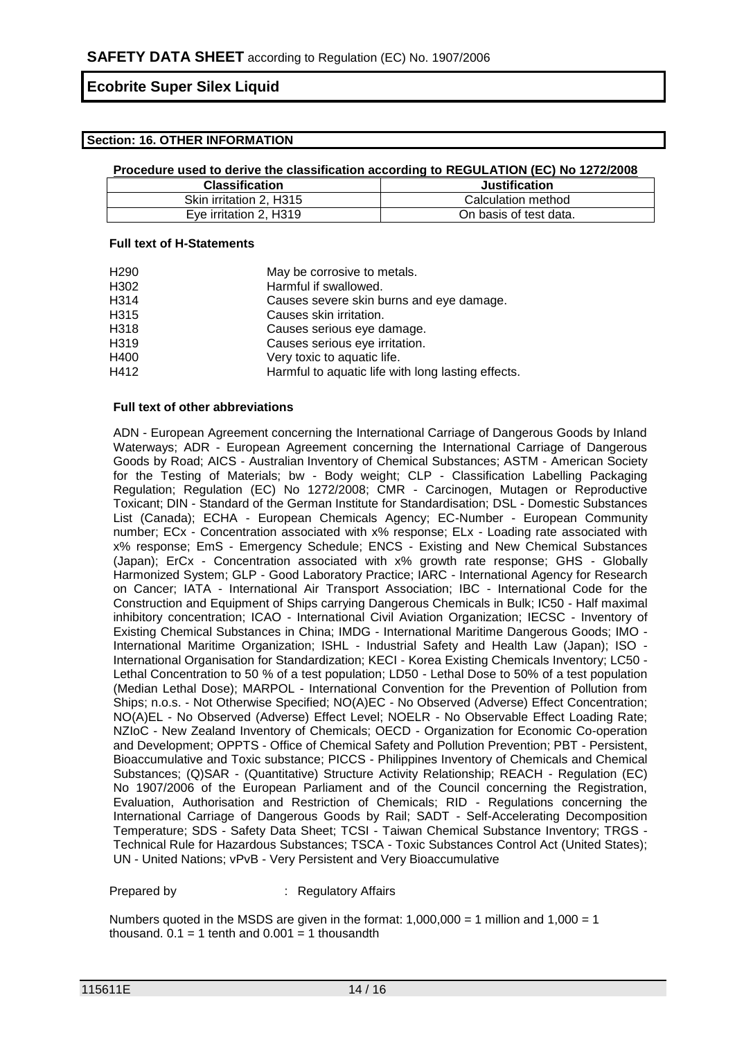## Section: 16. OTHER INFORMATION

**Procedure used to derive the classification according to REGULATION (EC) No 1272/2008**

| Classification | Justification |
| --- | --- |
| Skin irritation 2, H315 | Calculation method |
| Eye irritation 2, H319 | On basis of test data. |

**Full text of H-Statements**

| | |
| --- | --- |
| H290 | May be corrosive to metals. |
| H302 | Harmful if swallowed. |
| H314 | Causes severe skin burns and eye damage. |
| H315 | Causes skin irritation. |
| H318 | Causes serious eye damage. |
| H319 | Causes serious eye irritation. |
| H400 | Very toxic to aquatic life. |
| H412 | Harmful to aquatic life with long lasting effects. |

**Full text of other abbreviations**

ADN - European Agreement concerning the International Carriage of Dangerous Goods by Inland Waterways; ADR - European Agreement concerning the International Carriage of Dangerous Goods by Road; AICS - Australian Inventory of Chemical Substances; ASTM - American Society for the Testing of Materials; bw - Body weight; CLP - Classification Labelling Packaging Regulation; Regulation (EC) No 1272/2008; CMR - Carcinogen, Mutagen or Reproductive Toxicant; DIN - Standard of the German Institute for Standardisation; DSL - Domestic Substances List (Canada); ECHA - European Chemicals Agency; EC-Number - European Community number; ECx - Concentration associated with x% response; ELx - Loading rate associated with x% response; EmS - Emergency Schedule; ENCS - Existing and New Chemical Substances (Japan); ErCx - Concentration associated with x% growth rate response; GHS - Globally Harmonized System; GLP - Good Laboratory Practice; IARC - International Agency for Research on Cancer; IATA - International Air Transport Association; IBC - International Code for the Construction and Equipment of Ships carrying Dangerous Chemicals in Bulk; IC50 - Half maximal inhibitory concentration; ICAO - International Civil Aviation Organization; IECSC - Inventory of Existing Chemical Substances in China; IMDG - International Maritime Dangerous Goods; IMO - International Maritime Organization; ISHL - Industrial Safety and Health Law (Japan); ISO - International Organisation for Standardization; KECI - Korea Existing Chemicals Inventory; LC50 - Lethal Concentration to 50 % of a test population; LD50 - Lethal Dose to 50% of a test population (Median Lethal Dose); MARPOL - International Convention for the Prevention of Pollution from Ships; n.o.s. - Not Otherwise Specified; NO(A)EC - No Observed (Adverse) Effect Concentration; NO(A)EL - No Observed (Adverse) Effect Level; NOELR - No Observable Effect Loading Rate; NZIoC - New Zealand Inventory of Chemicals; OECD - Organization for Economic Co-operation and Development; OPPTS - Office of Chemical Safety and Pollution Prevention; PBT - Persistent, Bioaccumulative and Toxic substance; PICCS - Philippines Inventory of Chemicals and Chemical Substances; (Q)SAR - (Quantitative) Structure Activity Relationship; REACH - Regulation (EC) No 1907/2006 of the European Parliament and of the Council concerning the Registration, Evaluation, Authorisation and Restriction of Chemicals; RID - Regulations concerning the International Carriage of Dangerous Goods by Rail; SADT - Self-Accelerating Decomposition Temperature; SDS - Safety Data Sheet; TCSI - Taiwan Chemical Substance Inventory; TRGS - Technical Rule for Hazardous Substances; TSCA - Toxic Substances Control Act (United States); UN - United Nations; vPvB - Very Persistent and Very Bioaccumulative

Prepared by : Regulatory Affairs

Numbers quoted in the MSDS are given in the format: 1,000,000 = 1 million and 1,000 = 1 thousand. 0.1 = 1 tenth and 0.001 = 1 thousandth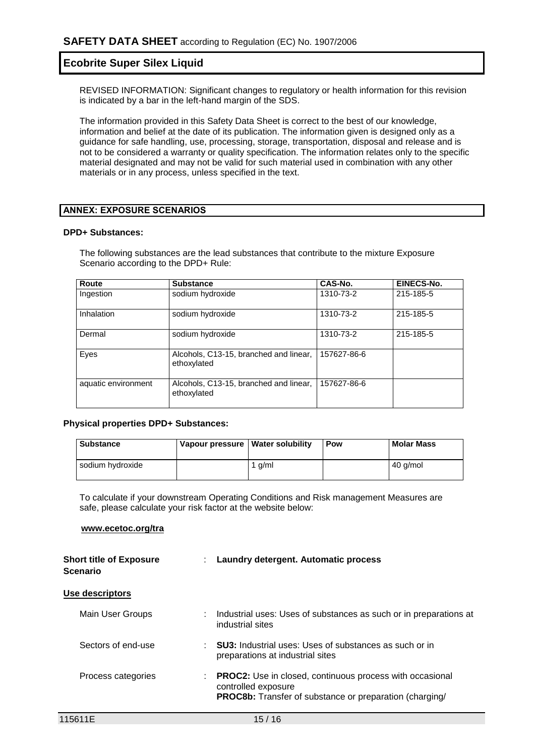REVISED INFORMATION: Significant changes to regulatory or health information for this revision is indicated by a bar in the left-hand margin of the SDS.

The information provided in this Safety Data Sheet is correct to the best of our knowledge, information and belief at the date of its publication. The information given is designed only as a guidance for safe handling, use, processing, storage, transportation, disposal and release and is not to be considered a warranty or quality specification. The information relates only to the specific material designated and may not be valid for such material used in combination with any other materials or in any process, unless specified in the text.

## ANNEX: EXPOSURE SCENARIOS

**DPD+ Substances:**

The following substances are the lead substances that contribute to the mixture Exposure Scenario according to the DPD+ Rule:

| Route | Substance | CAS-No. | EINECS-No. |
|---|---|---|---|
| Ingestion | sodium hydroxide | 1310-73-2 | 215-185-5 |
| Inhalation | sodium hydroxide | 1310-73-2 | 215-185-5 |
| Dermal | sodium hydroxide | 1310-73-2 | 215-185-5 |
| Eyes | Alcohols, C13-15, branched and linear, ethoxylated | 157627-86-6 | |
| aquatic environment | Alcohols, C13-15, branched and linear, ethoxylated | 157627-86-6 | |

**Physical properties DPD+ Substances:**

| Substance | Vapour pressure | Water solubility | Pow | Molar Mass |
|---|---|---|---|---|
| sodium hydroxide | | 1 g/ml | | 40 g/mol |

To calculate if your downstream Operating Conditions and Risk management Measures are safe, please calculate your risk factor at the website below:

**www.ecetoc.org/tra**

**Short title of Exposure Scenario** : **Laundry detergent. Automatic process**

**Use descriptors**

Main User Groups : Industrial uses: Uses of substances as such or in preparations at industrial sites

Sectors of end-use : **SU3:** Industrial uses: Uses of substances as such or in preparations at industrial sites

Process categories : **PROC2:** Use in closed, continuous process with occasional controlled exposure
**PROC8b:** Transfer of substance or preparation (charging/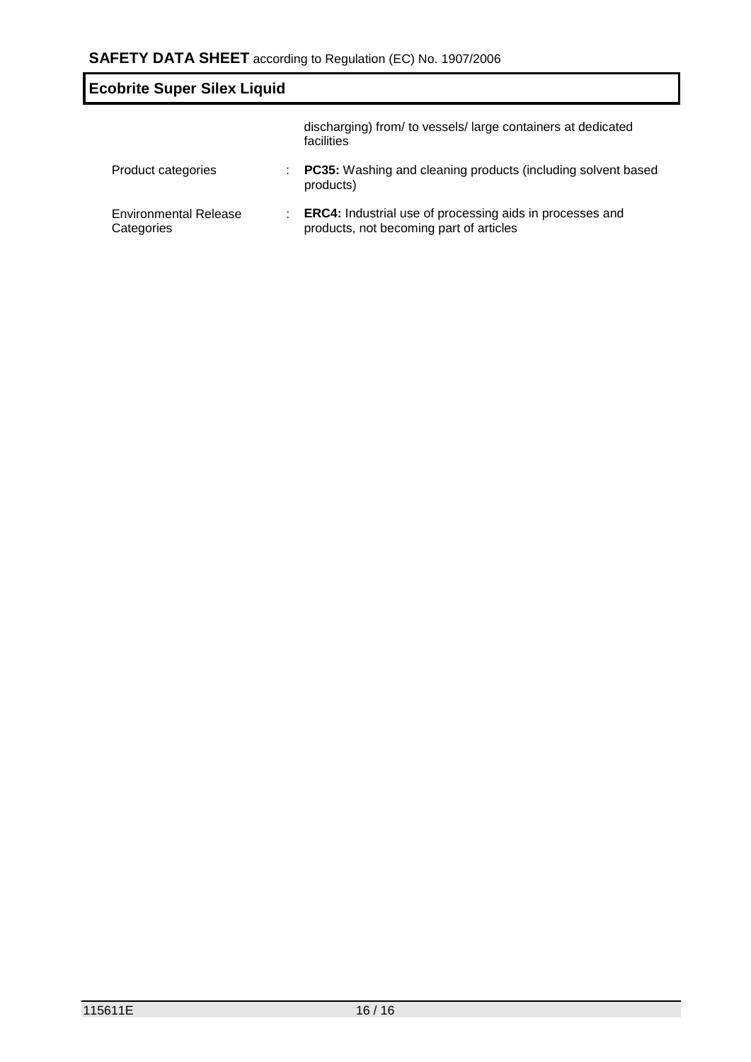| | | |
|---|---|---|
| | | discharging) from/ to vessels/ large containers at dedicated facilities |
| Product categories | : | **PC35:** Washing and cleaning products (including solvent based products) |
| Environmental Release Categories | : | **ERC4:** Industrial use of processing aids in processes and products, not becoming part of articles |